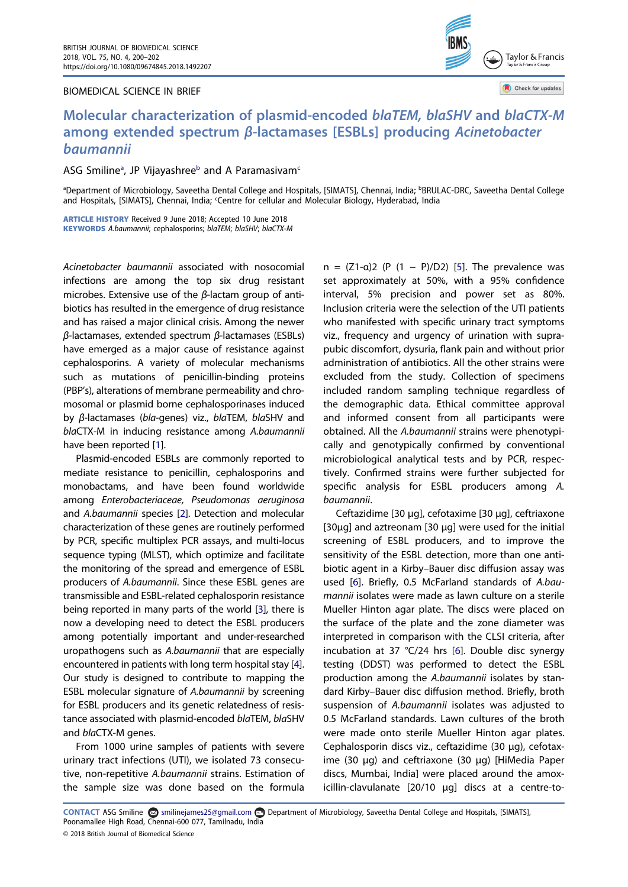BIOMEDICAL SCIENCE IN BRIEF

# Molecular characterization of plasmid-encoded *blaTEM, blaSHV* and *blaCTX-M* among extended spectrum *β*-lactamases [ESBLs] producing *Acinetobacter baumannii*

ASG Smiline[a], JP Vijayashree[b] and A Paramasivam[c]

[a]Department of Microbiology, Saveetha Dental College and Hospitals, [SIMATS], Chennai, India; [b]BRULAC-DRC, Saveetha Dental College and Hospitals, [SIMATS], Chennai, India; [c]Centre for cellular and Molecular Biology, Hyderabad, India

**ARTICLE HISTORY** Received 9 June 2018; Accepted 10 June 2018

**KEYWORDS** *A.baumannii*; cephalosporins; *blaTEM*; *blaSHV*; *blaCTX-M*

*Acinetobacter baumannii* associated with nosocomial infections are among the top six drug resistant microbes. Extensive use of the *β*-lactam group of antibiotics has resulted in the emergence of drug resistance and has raised a major clinical crisis. Among the newer *β*-lactamases, extended spectrum *β*-lactamases (ESBLs) have emerged as a major cause of resistance against cephalosporins. A variety of molecular mechanisms such as mutations of penicillin-binding proteins (PBP's), alterations of membrane permeability and chromosomal or plasmid borne cephalosporinases induced by *β*-lactamases (*bla*-genes) viz., *bla*TEM, *bla*SHV and *bla*CTX-M in inducing resistance among *A.baumannii* have been reported [1].

Plasmid-encoded ESBLs are commonly reported to mediate resistance to penicillin, cephalosporins and monobactams, and have been found worldwide among *Enterobacteriaceae, Pseudomonas aeruginosa* and *A.baumannii* species [2]. Detection and molecular characterization of these genes are routinely performed by PCR, specific multiplex PCR assays, and multi-locus sequence typing (MLST), which optimize and facilitate the monitoring of the spread and emergence of ESBL producers of *A.baumannii*. Since these ESBL genes are transmissible and ESBL-related cephalosporin resistance being reported in many parts of the world [3], there is now a developing need to detect the ESBL producers among potentially important and under-researched uropathogens such as *A.baumannii* that are especially encountered in patients with long term hospital stay [4]. Our study is designed to contribute to mapping the ESBL molecular signature of *A.baumannii* by screening for ESBL producers and its genetic relatedness of resistance associated with plasmid-encoded *bla*TEM, *bla*SHV and *bla*CTX-M genes.

From 1000 urine samples of patients with severe urinary tract infections (UTI), we isolated 73 consecutive, non-repetitive *A.baumannii* strains. Estimation of the sample size was done based on the formula $n = (Z1\text{-}\alpha)2\ (P\ (1 - P)/D2)$ [5]. The prevalence was set approximately at 50%, with a 95% confidence interval, 5% precision and power set as 80%. Inclusion criteria were the selection of the UTI patients who manifested with specific urinary tract symptoms viz., frequency and urgency of urination with suprapubic discomfort, dysuria, flank pain and without prior administration of antibiotics. All the other strains were excluded from the study. Collection of specimens included random sampling technique regardless of the demographic data. Ethical committee approval and informed consent from all participants were obtained. All the *A.baumannii* strains were phenotypically and genotypically confirmed by conventional microbiological analytical tests and by PCR, respectively. Confirmed strains were further subjected for specific analysis for ESBL producers among *A. baumannii*.

Ceftazidime [30 µg], cefotaxime [30 µg], ceftriaxone [30µg] and aztreonam [30 µg] were used for the initial screening of ESBL producers, and to improve the sensitivity of the ESBL detection, more than one antibiotic agent in a Kirby–Bauer disc diffusion assay was used [6]. Briefly, 0.5 McFarland standards of *A.baumannii* isolates were made as lawn culture on a sterile Mueller Hinton agar plate. The discs were placed on the surface of the plate and the zone diameter was interpreted in comparison with the CLSI criteria, after incubation at 37 °C/24 hrs [6]. Double disc synergy testing (DDST) was performed to detect the ESBL production among the *A.baumannii* isolates by standard Kirby–Bauer disc diffusion method. Briefly, broth suspension of *A.baumannii* isolates was adjusted to 0.5 McFarland standards. Lawn cultures of the broth were made onto sterile Mueller Hinton agar plates. Cephalosporin discs viz., ceftazidime (30 µg), cefotaxime (30 µg) and ceftriaxone (30 µg) [HiMedia Paper discs, Mumbai, India] were placed around the amoxicillin-clavulanate [20/10 µg] discs at a centre-to-

**CONTACT** ASG Smiline smilinejames25@gmail.com Department of Microbiology, Saveetha Dental College and Hospitals, [SIMATS], Poonamallee High Road, Chennai-600 077, Tamilnadu, India

© 2018 British Journal of Biomedical Science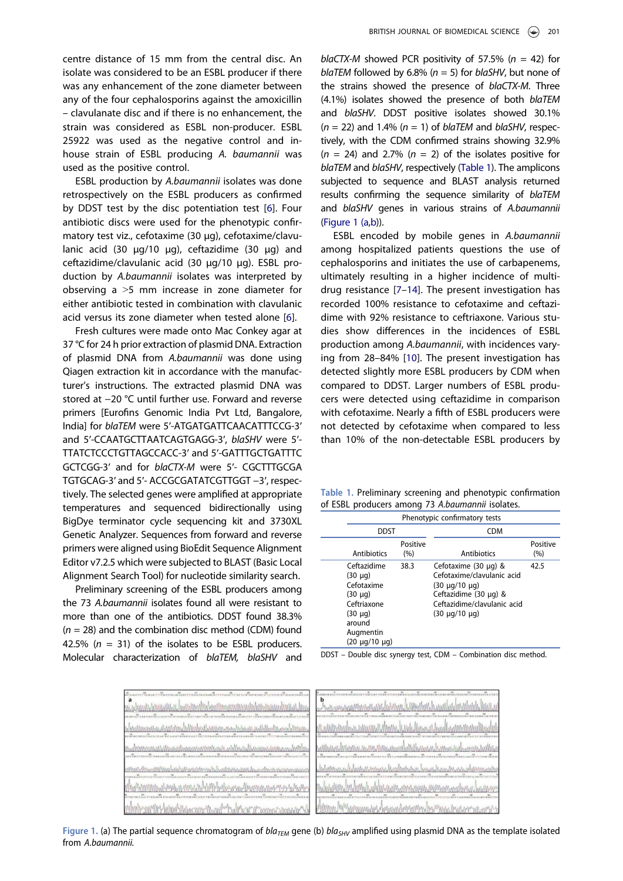centre distance of 15 mm from the central disc. An isolate was considered to be an ESBL producer if there was any enhancement of the zone diameter between any of the four cephalosporins against the amoxicillin – clavulanate disc and if there is no enhancement, the strain was considered as ESBL non-producer. ESBL 25922 was used as the negative control and in-house strain of ESBL producing *A. baumannii* was used as the positive control.

ESBL production by *A.baumannii* isolates was done retrospectively on the ESBL producers as confirmed by DDST test by the disc potentiation test [6]. Four antibiotic discs were used for the phenotypic confirmatory test viz., cefotaxime (30 µg), cefotaxime/clavulanic acid (30 µg/10 µg), ceftazidime (30 µg) and ceftazidime/clavulanic acid (30 µg/10 µg). ESBL production by *A.baumannii* isolates was interpreted by observing a >5 mm increase in zone diameter for either antibiotic tested in combination with clavulanic acid versus its zone diameter when tested alone [6].

Fresh cultures were made onto Mac Conkey agar at 37 °C for 24 h prior extraction of plasmid DNA. Extraction of plasmid DNA from *A.baumannii* was done using Qiagen extraction kit in accordance with the manufacturer's instructions. The extracted plasmid DNA was stored at −20 °C until further use. Forward and reverse primers [Eurofins Genomic India Pvt Ltd, Bangalore, India] for *blaTEM* were 5′-ATGATGATTCAACATTTCCG-3′ and 5′-CCAATGCTTAATCAGTGAGG-3′, *blaSHV* were 5′-TTATCTCCCTGTTAGCCACC-3′ and 5′-GATTTGCTGATTTC GCTCGG-3′ and for *blaCTX-M* were 5′- CGCTTTGCGA TGTGCAG-3′ and 5′- ACCGCGATATCGTTGGT −3′, respectively. The selected genes were amplified at appropriate temperatures and sequenced bidirectionally using BigDye terminator cycle sequencing kit and 3730XL Genetic Analyzer. Sequences from forward and reverse primers were aligned using BioEdit Sequence Alignment Editor v7.2.5 which were subjected to BLAST (Basic Local Alignment Search Tool) for nucleotide similarity search.

Preliminary screening of the ESBL producers among the 73 *A.baumannii* isolates found all were resistant to more than one of the antibiotics. DDST found 38.3% ($n$ = 28) and the combination disc method (CDM) found 42.5% ($n$ = 31) of the isolates to be ESBL producers. Molecular characterization of *blaTEM, blaSHV* and *blaCTX-M* showed PCR positivity of 57.5% ($n$ = 42) for *blaTEM* followed by 6.8% ($n$ = 5) for *blaSHV*, but none of the strains showed the presence of *blaCTX-M*. Three (4.1%) isolates showed the presence of both *blaTEM* and *blaSHV*. DDST positive isolates showed 30.1% ($n$ = 22) and 1.4% ($n$ = 1) of *blaTEM* and *blaSHV*, respectively, with the CDM confirmed strains showing 32.9% ($n$ = 24) and 2.7% ($n$ = 2) of the isolates positive for *blaTEM* and *blaSHV*, respectively (Table 1). The amplicons subjected to sequence and BLAST analysis returned results confirming the sequence similarity of *blaTEM* and *blaSHV* genes in various strains of *A.baumannii* (Figure 1 (a,b)).

ESBL encoded by mobile genes in *A.baumannii* among hospitalized patients questions the use of cephalosporins and initiates the use of carbapenems, ultimately resulting in a higher incidence of multi-drug resistance [7–14]. The present investigation has recorded 100% resistance to cefotaxime and ceftazidime with 92% resistance to ceftriaxone. Various studies show differences in the incidences of ESBL production among *A.baumannii*, with incidences varying from 28–84% [10]. The present investigation has detected slightly more ESBL producers by CDM when compared to DDST. Larger numbers of ESBL producers were detected using ceftazidime in comparison with cefotaxime. Nearly a fifth of ESBL producers were not detected by cefotaxime when compared to less than 10% of the non-detectable ESBL producers by

**Table 1.** Preliminary screening and phenotypic confirmation of ESBL producers among 73 *A.baumannii* isolates.

| Phenotypic confirmatory tests | | | |
|---|---|---|---|
| DDST | | CDM | |
| Antibiotics | Positive (%) | Antibiotics | Positive (%) |
| Ceftazidime (30 µg) Cefotaxime (30 µg) Ceftriaxone (30 µg) around Augmentin (20 µg/10 µg) | 38.3 | Cefotaxime (30 µg) & Cefotaxime/clavulanic acid (30 µg/10 µg) Ceftazidime (30 µg) & Ceftazidime/clavulanic acid (30 µg/10 µg) | 42.5 |

DDST – Double disc synergy test, CDM – Combination disc method.

**Figure 1.** (a) The partial sequence chromatogram of $bla_{TEM}$ gene (b) $bla_{SHV}$ amplified using plasmid DNA as the template isolated from *A.baumannii.*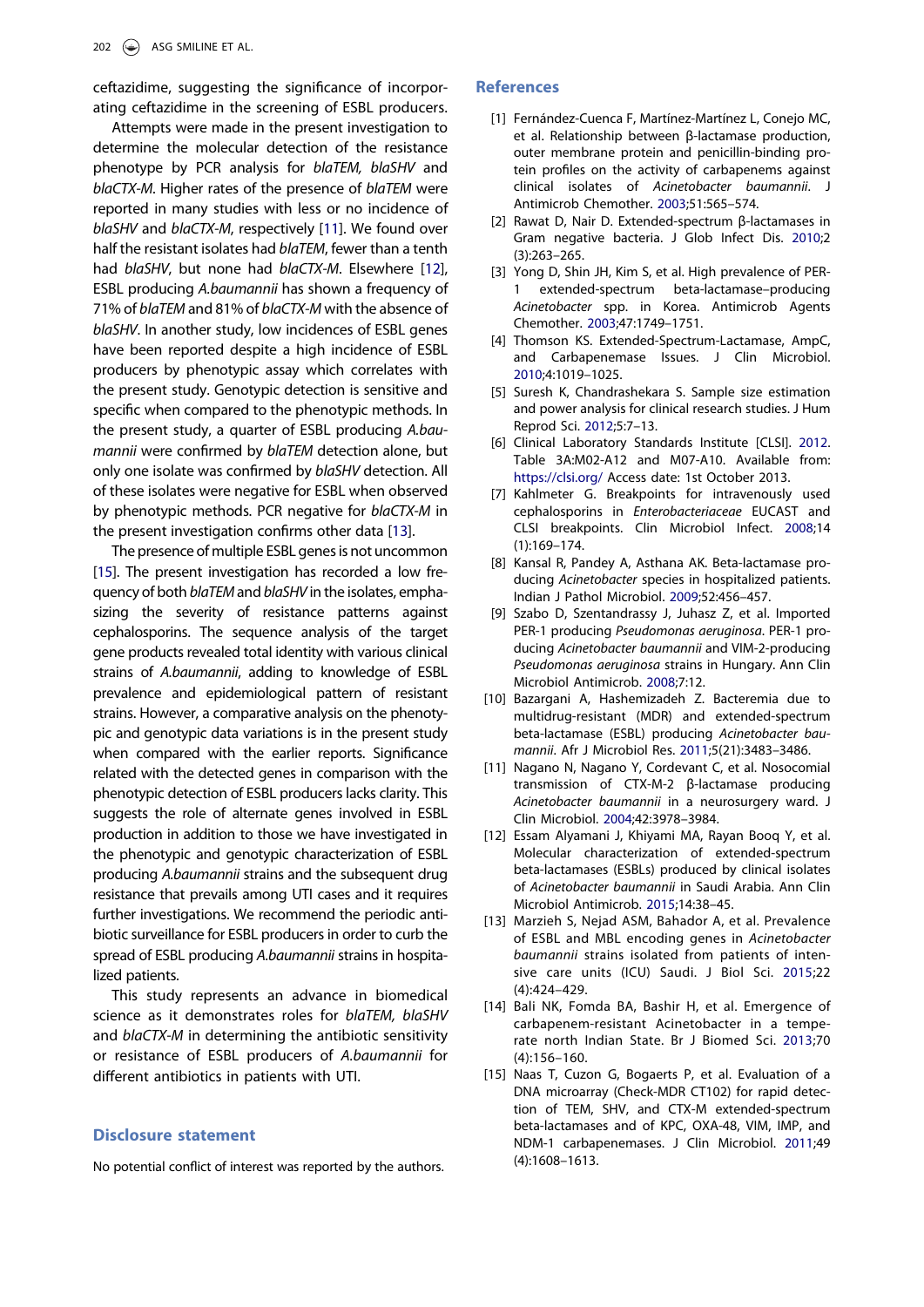ceftazidime, suggesting the significance of incorporating ceftazidime in the screening of ESBL producers.

Attempts were made in the present investigation to determine the molecular detection of the resistance phenotype by PCR analysis for *blaTEM, blaSHV* and *blaCTX-M*. Higher rates of the presence of *blaTEM* were reported in many studies with less or no incidence of *blaSHV* and *blaCTX-M*, respectively [11]. We found over half the resistant isolates had *blaTEM*, fewer than a tenth had *blaSHV*, but none had *blaCTX-M*. Elsewhere [12], ESBL producing *A.baumannii* has shown a frequency of 71% of *blaTEM* and 81% of *blaCTX-M* with the absence of *blaSHV*. In another study, low incidences of ESBL genes have been reported despite a high incidence of ESBL producers by phenotypic assay which correlates with the present study. Genotypic detection is sensitive and specific when compared to the phenotypic methods. In the present study, a quarter of ESBL producing *A.baumannii* were confirmed by *blaTEM* detection alone, but only one isolate was confirmed by *blaSHV* detection. All of these isolates were negative for ESBL when observed by phenotypic methods. PCR negative for *blaCTX-M* in the present investigation confirms other data [13].

The presence of multiple ESBL genes is not uncommon [15]. The present investigation has recorded a low frequency of both *blaTEM* and *blaSHV* in the isolates, emphasizing the severity of resistance patterns against cephalosporins. The sequence analysis of the target gene products revealed total identity with various clinical strains of *A.baumannii*, adding to knowledge of ESBL prevalence and epidemiological pattern of resistant strains. However, a comparative analysis on the phenotypic and genotypic data variations is in the present study when compared with the earlier reports. Significance related with the detected genes in comparison with the phenotypic detection of ESBL producers lacks clarity. This suggests the role of alternate genes involved in ESBL production in addition to those we have investigated in the phenotypic and genotypic characterization of ESBL producing *A.baumannii* strains and the subsequent drug resistance that prevails among UTI cases and it requires further investigations. We recommend the periodic antibiotic surveillance for ESBL producers in order to curb the spread of ESBL producing *A.baumannii* strains in hospitalized patients.

This study represents an advance in biomedical science as it demonstrates roles for *blaTEM, blaSHV* and *blaCTX-M* in determining the antibiotic sensitivity or resistance of ESBL producers of *A.baumannii* for different antibiotics in patients with UTI.

## Disclosure statement

No potential conflict of interest was reported by the authors.

## References

[1] Fernández-Cuenca F, Martínez-Martínez L, Conejo MC, et al. Relationship between β-lactamase production, outer membrane protein and penicillin-binding protein profiles on the activity of carbapenems against clinical isolates of *Acinetobacter baumannii*. J Antimicrob Chemother. 2003;51:565–574.

[2] Rawat D, Nair D. Extended-spectrum β-lactamases in Gram negative bacteria. J Glob Infect Dis. 2010;2(3):263–265.

[3] Yong D, Shin JH, Kim S, et al. High prevalence of PER-1 extended-spectrum beta-lactamase–producing *Acinetobacter* spp. in Korea. Antimicrob Agents Chemother. 2003;47:1749–1751.

[4] Thomson KS. Extended-Spectrum-Lactamase, AmpC, and Carbapenemase Issues. J Clin Microbiol. 2010;4:1019–1025.

[5] Suresh K, Chandrashekara S. Sample size estimation and power analysis for clinical research studies. J Hum Reprod Sci. 2012;5:7–13.

[6] Clinical Laboratory Standards Institute [CLSI]. 2012. Table 3A:M02-A12 and M07-A10. Available from: https://clsi.org/ Access date: 1st October 2013.

[7] Kahlmeter G. Breakpoints for intravenously used cephalosporins in *Enterobacteriaceae* EUCAST and CLSI breakpoints. Clin Microbiol Infect. 2008;14(1):169–174.

[8] Kansal R, Pandey A, Asthana AK. Beta-lactamase producing *Acinetobacter* species in hospitalized patients. Indian J Pathol Microbiol. 2009;52:456–457.

[9] Szabo D, Szentandrassy J, Juhasz Z, et al. Imported PER-1 producing *Pseudomonas aeruginosa*. PER-1 producing *Acinetobacter baumannii* and VIM-2-producing *Pseudomonas aeruginosa* strains in Hungary. Ann Clin Microbiol Antimicrob. 2008;7:12.

[10] Bazargani A, Hashemizadeh Z. Bacteremia due to multidrug-resistant (MDR) and extended-spectrum beta-lactamase (ESBL) producing *Acinetobacter baumannii*. Afr J Microbiol Res. 2011;5(21):3483–3486.

[11] Nagano N, Nagano Y, Cordevant C, et al. Nosocomial transmission of CTX-M-2 β-lactamase producing *Acinetobacter baumannii* in a neurosurgery ward. J Clin Microbiol. 2004;42:3978–3984.

[12] Essam Alyamani J, Khiyami MA, Rayan Booq Y, et al. Molecular characterization of extended-spectrum beta-lactamases (ESBLs) produced by clinical isolates of *Acinetobacter baumannii* in Saudi Arabia. Ann Clin Microbiol Antimicrob. 2015;14:38–45.

[13] Marzieh S, Nejad ASM, Bahador A, et al. Prevalence of ESBL and MBL encoding genes in *Acinetobacter baumannii* strains isolated from patients of intensive care units (ICU) Saudi. J Biol Sci. 2015;22(4):424–429.

[14] Bali NK, Fomda BA, Bashir H, et al. Emergence of carbapenem-resistant Acinetobacter in a temperate north Indian State. Br J Biomed Sci. 2013;70(4):156–160.

[15] Naas T, Cuzon G, Bogaerts P, et al. Evaluation of a DNA microarray (Check-MDR CT102) for rapid detection of TEM, SHV, and CTX-M extended-spectrum beta-lactamases and of KPC, OXA-48, VIM, IMP, and NDM-1 carbapenemases. J Clin Microbiol. 2011;49(4):1608–1613.